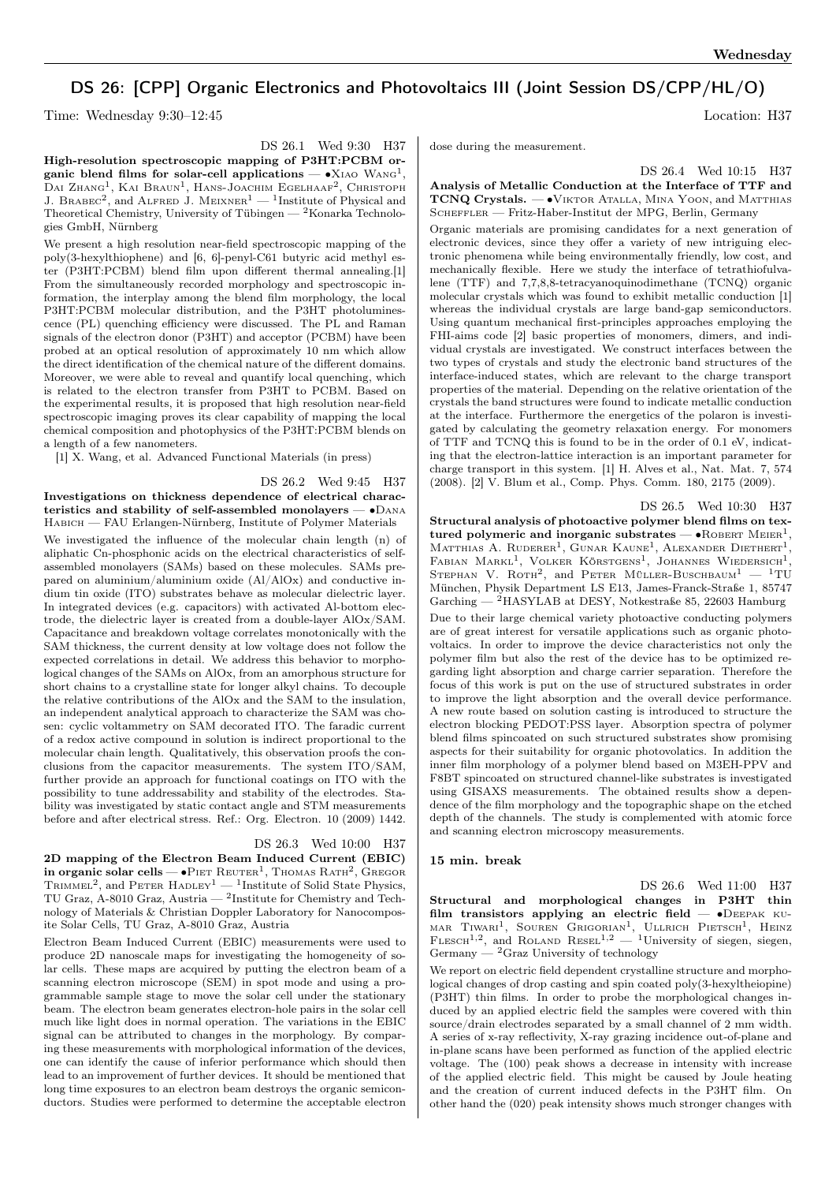# DS 26: [CPP] Organic Electronics and Photovoltaics III (Joint Session DS/CPP/HL/O)

Time: Wednesday 9:30–12:45 Location: H37

DS 26.1 Wed 9:30 H37

**High-resolution spectroscopic mapping of P3HT:PCBM organic blend films for solar-cell applications** — •Xiao Wang[1], Dai Zhang[1], Kai Braun[1], Hans-Joachim Egelhaaf[2], Christoph J. Brabec[2], and Alfred J. Meixner[1] — [1]Institute of Physical and Theoretical Chemistry, University of Tübingen — [2]Konarka Technologies GmbH, Nürnberg

We present a high resolution near-field spectroscopic mapping of the poly(3-hexylthiophene) and [6, 6]-penyl-C61 butyric acid methyl ester (P3HT:PCBM) blend film upon different thermal annealing.[1] From the simultaneously recorded morphology and spectroscopic information, the interplay among the blend film morphology, the local P3HT:PCBM molecular distribution, and the P3HT photoluminescence (PL) quenching efficiency were discussed. The PL and Raman signals of the electron donor (P3HT) and acceptor (PCBM) have been probed at an optical resolution of approximately 10 nm which allow the direct identification of the chemical nature of the different domains. Moreover, we were able to reveal and quantify local quenching, which is related to the electron transfer from P3HT to PCBM. Based on the experimental results, it is proposed that high resolution near-field spectroscopic imaging proves its clear capability of mapping the local chemical composition and photophysics of the P3HT:PCBM blends on a length of a few nanometers.

[1] X. Wang, et al. Advanced Functional Materials (in press)

DS 26.2 Wed 9:45 H37

**Investigations on thickness dependence of electrical characteristics and stability of self-assembled monolayers** — •Dana Habich — FAU Erlangen-Nürnberg, Institute of Polymer Materials

We investigated the influence of the molecular chain length (n) of aliphatic Cn-phosphonic acids on the electrical characteristics of self-assembled monolayers (SAMs) based on these molecules. SAMs prepared on aluminium/aluminium oxide (Al/AlOx) and conductive indium tin oxide (ITO) substrates behave as molecular dielectric layer. In integrated devices (e.g. capacitors) with activated Al-bottom electrode, the dielectric layer is created from a double-layer AlOx/SAM. Capacitance and breakdown voltage correlates monotonically with the SAM thickness, the current density at low voltage does not follow the expected correlations in detail. We address this behavior to morphological changes of the SAMs on AlOx, from an amorphous structure for short chains to a crystalline state for longer alkyl chains. To decouple the relative contributions of the AlOx and the SAM to the insulation, an independent analytical approach to characterize the SAM was chosen: cyclic voltammetry on SAM decorated ITO. The faradic current of a redox active compound in solution is indirect proportional to the molecular chain length. Qualitatively, this observation proofs the conclusions from the capacitor measurements. The system ITO/SAM, further provide an approach for functional coatings on ITO with the possibility to tune addressability and stability of the electrodes. Stability was investigated by static contact angle and STM measurements before and after electrical stress. Ref.: Org. Electron. 10 (2009) 1442.

DS 26.3 Wed 10:00 H37

**2D mapping of the Electron Beam Induced Current (EBIC) in organic solar cells** — •Piet Reuter[1], Thomas Rath[2], Gregor Trimmel[2], and Peter Hadley[1] — [1]Institute of Solid State Physics, TU Graz, A-8010 Graz, Austria — [2]Institute for Chemistry and Technology of Materials & Christian Doppler Laboratory for Nanocomposite Solar Cells, TU Graz, A-8010 Graz, Austria

Electron Beam Induced Current (EBIC) measurements were used to produce 2D nanoscale maps for investigating the homogeneity of solar cells. These maps are acquired by putting the electron beam of a scanning electron microscope (SEM) in spot mode and using a programmable sample stage to move the solar cell under the stationary beam. The electron beam generates electron-hole pairs in the solar cell much like light does in normal operation. The variations in the EBIC signal can be attributed to changes in the morphology. By comparing these measurements with morphological information of the devices, one can identify the cause of inferior performance which should then lead to an improvement of further devices. It should be mentioned that long time exposures to an electron beam destroys the organic semiconductors. Studies were performed to determine the acceptable electron dose during the measurement.

DS 26.4 Wed 10:15 H37

**Analysis of Metallic Conduction at the Interface of TTF and TCNQ Crystals.** — •Viktor Atalla, Mina Yoon, and Matthias Scheffler — Fritz-Haber-Institut der MPG, Berlin, Germany

Organic materials are promising candidates for a next generation of electronic devices, since they offer a variety of new intriguing electronic phenomena while being environmentally friendly, low cost, and mechanically flexible. Here we study the interface of tetrathiofulvalene (TTF) and 7,7,8,8-tetracyanoquinodimethane (TCNQ) organic molecular crystals which was found to exhibit metallic conduction [1] whereas the individual crystals are large band-gap semiconductors. Using quantum mechanical first-principles approaches employing the FHI-aims code [2] basic properties of monomers, dimers, and individual crystals are investigated. We construct interfaces between the two types of crystals and study the electronic band structures of the interface-induced states, which are relevant to the charge transport properties of the material. Depending on the relative orientation of the crystals the band structures were found to indicate metallic conduction at the interface. Furthermore the energetics of the polaron is investigated by calculating the geometry relaxation energy. For monomers of TTF and TCNQ this is found to be in the order of 0.1 eV, indicating that the electron-lattice interaction is an important parameter for charge transport in this system. [1] H. Alves et al., Nat. Mat. 7, 574 (2008). [2] V. Blum et al., Comp. Phys. Comm. 180, 2175 (2009).

DS 26.5 Wed 10:30 H37

**Structural analysis of photoactive polymer blend films on textured polymeric and inorganic substrates** — •Robert Meier[1], Matthias A. Ruderer[1], Gunar Kaune[1], Alexander Diethert[1], Fabian Markl[1], Volker Körstgens[1], Johannes Wiedersich[1], Stephan V. Roth[2], and Peter Müller-Buschbaum[1] — [1]TU München, Physik Department LS E13, James-Franck-Straße 1, 85747 Garching — [2]HASYLAB at DESY, Notkestraße 85, 22603 Hamburg

Due to their large chemical variety photoactive conducting polymers are of great interest for versatile applications such as organic photovoltaics. In order to improve the device characteristics not only the polymer film but also the rest of the device has to be optimized regarding light absorption and charge carrier separation. Therefore the focus of this work is put on the use of structured substrates in order to improve the light absorption and the overall device performance. A new route based on solution casting is introduced to structure the electron blocking PEDOT:PSS layer. Absorption spectra of polymer blend films spincoated on such structured substrates show promising aspects for their suitability for organic photovolatics. In addition the inner film morphology of a polymer blend based on M3EH-PPV and F8BT spincoated on structured channel-like substrates is investigated using GISAXS measurements. The obtained results show a dependence of the film morphology and the topographic shape on the etched depth of the channels. The study is complemented with atomic force and scanning electron microscopy measurements.

### 15 min. break

DS 26.6 Wed 11:00 H37

**Structural and morphological changes in P3HT thin film transistors applying an electric field** — •Deepak kumar Tiwari[1], Souren Grigorian[1], Ullrich Pietsch[1], Heinz Flesch[1,2], and Roland Resel[1,2] — [1]University of siegen, siegen, Germany — [2]Graz University of technology

We report on electric field dependent crystalline structure and morphological changes of drop casting and spin coated poly(3-hexyltheiopine) (P3HT) thin films. In order to probe the morphological changes induced by an applied electric field the samples were covered with thin source/drain electrodes separated by a small channel of 2 mm width. A series of x-ray reflectivity, X-ray grazing incidence out-of-plane and in-plane scans have been performed as function of the applied electric voltage. The (100) peak shows a decrease in intensity with increase of the applied electric field. This might be caused by Joule heating and the creation of current induced defects in the P3HT film. On other hand the (020) peak intensity shows much stronger changes with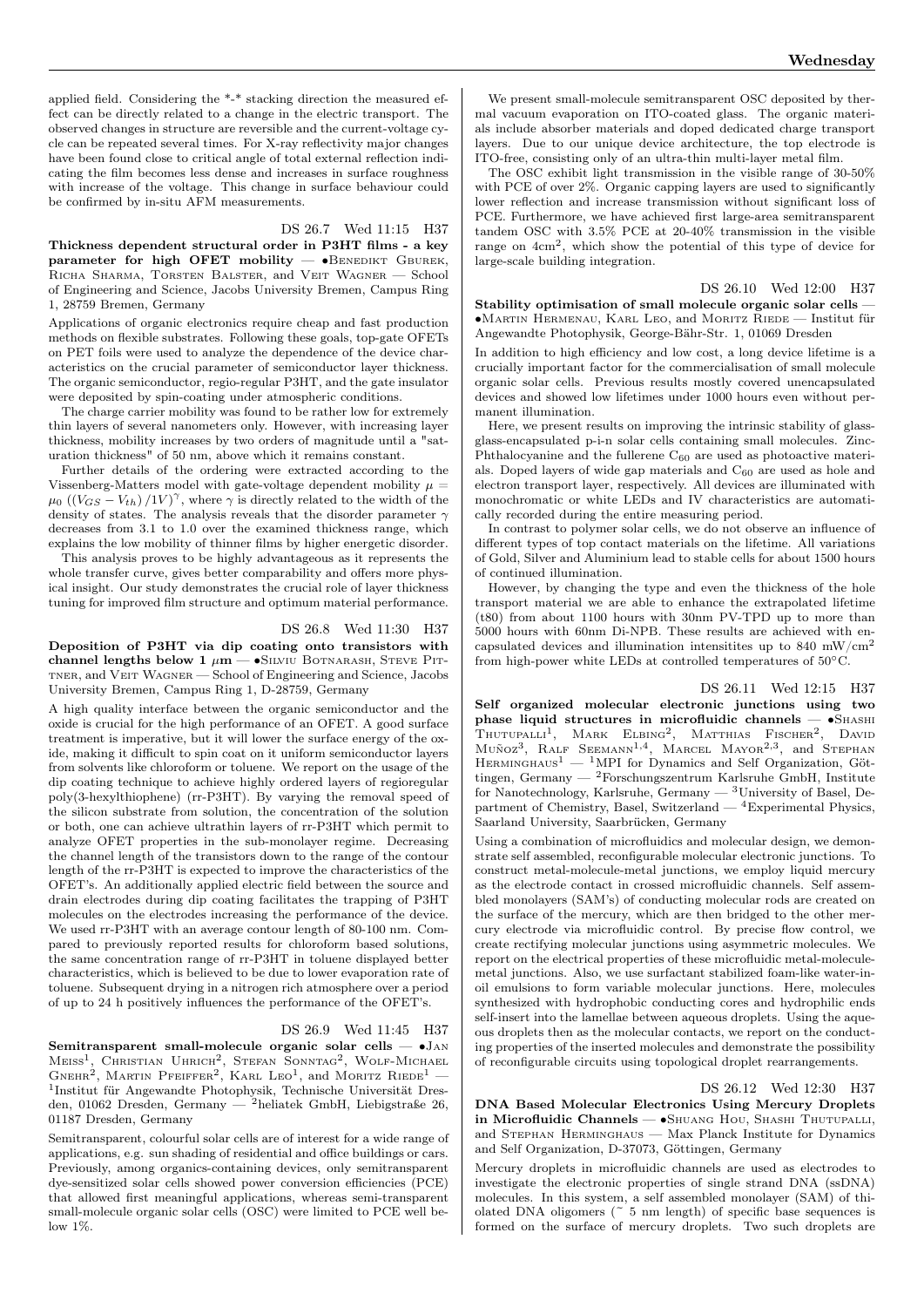applied field. Considering the *-* stacking direction the measured effect can be directly related to a change in the electric transport. The observed changes in structure are reversible and the current-voltage cycle can be repeated several times. For X-ray reflectivity major changes have been found close to critical angle of total external reflection indicating the film becomes less dense and increases in surface roughness with increase of the voltage. This change in surface behaviour could be confirmed by in-situ AFM measurements.

DS 26.7 Wed 11:15 H37

**Thickness dependent structural order in P3HT films - a key parameter for high OFET mobility** — •Benedikt Gburek, Richa Sharma, Torsten Balster, and Veit Wagner — School of Engineering and Science, Jacobs University Bremen, Campus Ring 1, 28759 Bremen, Germany

Applications of organic electronics require cheap and fast production methods on flexible substrates. Following these goals, top-gate OFETs on PET foils were used to analyze the dependence of the device characteristics on the crucial parameter of semiconductor layer thickness. The organic semiconductor, regio-regular P3HT, and the gate insulator were deposited by spin-coating under atmospheric conditions.

The charge carrier mobility was found to be rather low for extremely thin layers of several nanometers only. However, with increasing layer thickness, mobility increases by two orders of magnitude until a "saturation thickness" of 50 nm, above which it remains constant.

Further details of the ordering were extracted according to the Vissenberg-Matters model with gate-voltage dependent mobility $\mu = \mu_0 \left( (V_{GS} - V_{th}) / 1V \right)^{\gamma}$, where $\gamma$ is directly related to the width of the density of states. The analysis reveals that the disorder parameter $\gamma$ decreases from 3.1 to 1.0 over the examined thickness range, which explains the low mobility of thinner films by higher energetic disorder.

This analysis proves to be highly advantageous as it represents the whole transfer curve, gives better comparability and offers more physical insight. Our study demonstrates the crucial role of layer thickness tuning for improved film structure and optimum material performance.

DS 26.8 Wed 11:30 H37

**Deposition of P3HT via dip coating onto transistors with channel lengths below 1 $\mu$m** — •Silviu Botnarash, Steve Pittner, and Veit Wagner — School of Engineering and Science, Jacobs University Bremen, Campus Ring 1, D-28759, Germany

A high quality interface between the organic semiconductor and the oxide is crucial for the high performance of an OFET. A good surface treatment is imperative, but it will lower the surface energy of the oxide, making it difficult to spin coat on it uniform semiconductor layers from solvents like chloroform or toluene. We report on the usage of the dip coating technique to achieve highly ordered layers of regioregular poly(3-hexylthiophene) (rr-P3HT). By varying the removal speed of the silicon substrate from solution, the concentration of the solution or both, one can achieve ultrathin layers of rr-P3HT which permit to analyze OFET properties in the sub-monolayer regime. Decreasing the channel length of the transistors down to the range of the contour length of the rr-P3HT is expected to improve the characteristics of the OFET's. An additionally applied electric field between the source and drain electrodes during dip coating facilitates the trapping of P3HT molecules on the electrodes increasing the performance of the device. We used rr-P3HT with an average contour length of 80-100 nm. Compared to previously reported results for chloroform based solutions, the same concentration range of rr-P3HT in toluene displayed better characteristics, which is believed to be due to lower evaporation rate of toluene. Subsequent drying in a nitrogen rich atmosphere over a period of up to 24 h positively influences the performance of the OFET's.

DS 26.9 Wed 11:45 H37

**Semitransparent small-molecule organic solar cells** — •Jan Meiss[1], Christian Uhrich[2], Stefan Sonntag[2], Wolf-Michael Gnehr[2], Martin Pfeiffer[2], Karl Leo[1], and Moritz Riede[1] — [1]Institut für Angewandte Photophysik, Technische Universität Dresden, 01062 Dresden, Germany — [2]heliatek GmbH, Liebigstraße 26, 01187 Dresden, Germany

Semitransparent, colourful solar cells are of interest for a wide range of applications, e.g. sun shading of residential and office buildings or cars. Previously, among organics-containing devices, only semitransparent dye-sensitized solar cells showed power conversion efficiencies (PCE) that allowed first meaningful applications, whereas semi-transparent small-molecule organic solar cells (OSC) were limited to PCE well below 1%.

We present small-molecule semitransparent OSC deposited by thermal vacuum evaporation on ITO-coated glass. The organic materials include absorber materials and doped dedicated charge transport layers. Due to our unique device architecture, the top electrode is ITO-free, consisting only of an ultra-thin multi-layer metal film.

The OSC exhibit light transmission in the visible range of 30-50% with PCE of over 2%. Organic capping layers are used to significantly lower reflection and increase transmission without significant loss of PCE. Furthermore, we have achieved first large-area semitransparent tandem OSC with 3.5% PCE at 20-40% transmission in the visible range on 4cm$^2$, which show the potential of this type of device for large-scale building integration.

DS 26.10 Wed 12:00 H37

**Stability optimisation of small molecule organic solar cells** — •Martin Hermenau, Karl Leo, and Moritz Riede — Institut für Angewandte Photophysik, George-Bähr-Str. 1, 01069 Dresden

In addition to high efficiency and low cost, a long device lifetime is a crucially important factor for the commercialisation of small molecule organic solar cells. Previous results mostly covered unencapsulated devices and showed low lifetimes under 1000 hours even without permanent illumination.

Here, we present results on improving the intrinsic stability of glass-glass-encapsulated p-i-n solar cells containing small molecules. Zinc-Phthalocyanine and the fullerene $C_{60}$ are used as photoactive materials. Doped layers of wide gap materials and $C_{60}$ are used as hole and electron transport layer, respectively. All devices are illuminated with monochromatic or white LEDs and IV characteristics are automatically recorded during the entire measuring period.

In contrast to polymer solar cells, we do not observe an influence of different types of top contact materials on the lifetime. All variations of Gold, Silver and Aluminium lead to stable cells for about 1500 hours of continued illumination.

However, by changing the type and even the thickness of the hole transport material we are able to enhance the extrapolated lifetime (t80) from about 1100 hours with 30nm PV-TPD up to more than 5000 hours with 60nm Di-NPB. These results are achieved with encapsulated devices and illumination intensitites up to 840 mW/cm$^2$ from high-power white LEDs at controlled temperatures of 50°C.

DS 26.11 Wed 12:15 H37

**Self organized molecular electronic junctions using two phase liquid structures in microfluidic channels** — •Shashi Thutupalli[1], Mark Elbing[2], Matthias Fischer[2], David Muñoz[3], Ralf Seemann[1,4], Marcel Mayor[2,3], and Stephan Herminghaus[1] — [1]MPI for Dynamics and Self Organization, Göttingen, Germany — [2]Forschungszentrum Karlsruhe GmbH, Institute for Nanotechnology, Karlsruhe, Germany — [3]University of Basel, Department of Chemistry, Basel, Switzerland — [4]Experimental Physics, Saarland University, Saarbrücken, Germany

Using a combination of microfluidics and molecular design, we demonstrate self assembled, reconfigurable molecular electronic junctions. To construct metal-molecule-metal junctions, we employ liquid mercury as the electrode contact in crossed microfluidic channels. Self assembled monolayers (SAM's) of conducting molecular rods are created on the surface of the mercury, which are then bridged to the other mercury electrode via microfluidic control. By precise flow control, we create rectifying molecular junctions using asymmetric molecules. We report on the electrical properties of these microfluidic metal-molecule-metal junctions. Also, we use surfactant stabilized foam-like water-in-oil emulsions to form variable molecular junctions. Here, molecules synthesized with hydrophobic conducting cores and hydrophilic ends self-insert into the lamellae between aqueous droplets. Using the aqueous droplets then as the molecular contacts, we report on the conducting properties of the inserted molecules and demonstrate the possibility of reconfigurable circuits using topological droplet rearrangements.

DS 26.12 Wed 12:30 H37

**DNA Based Molecular Electronics Using Mercury Droplets in Microfluidic Channels** — •Shuang Hou, Shashi Thutupalli, and Stephan Herminghaus — Max Planck Institute for Dynamics and Self Organization, D-37073, Göttingen, Germany

Mercury droplets in microfluidic channels are used as electrodes to investigate the electronic properties of single strand DNA (ssDNA) molecules. In this system, a self assembled monolayer (SAM) of thiolated DNA oligomers (~ 5 nm length) of specific base sequences is formed on the surface of mercury droplets. Two such droplets are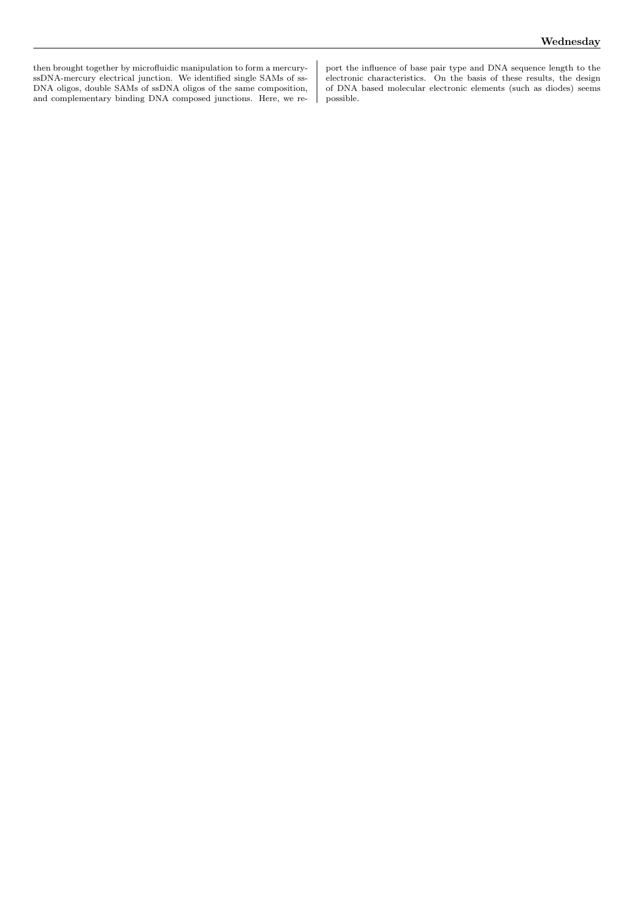then brought together by microfluidic manipulation to form a mercury-ssDNA-mercury electrical junction. We identified single SAMs of ss-DNA oligos, double SAMs of ssDNA oligos of the same composition, and complementary binding DNA composed junctions. Here, we report the influence of base pair type and DNA sequence length to the electronic characteristics. On the basis of these results, the design of DNA based molecular electronic elements (such as diodes) seems possible.